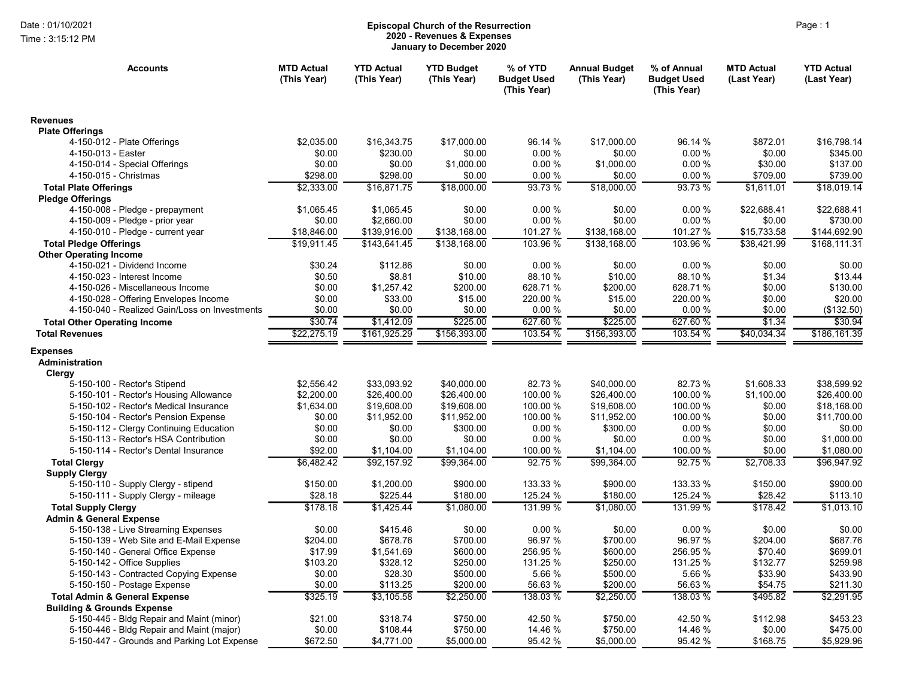Date : 01/10/2021
Time : 3:15:12 PM

**Episcopal Church of the Resurrection**
**2020 - Revenues & Expenses**
**January to December 2020**

| Accounts | MTD Actual (This Year) | YTD Actual (This Year) | YTD Budget (This Year) | % of YTD Budget Used (This Year) | Annual Budget (This Year) | % of Annual Budget Used (This Year) | MTD Actual (Last Year) | YTD Actual (Last Year) |
|---|---|---|---|---|---|---|---|---|
| **Revenues** | | | | | | | | |
| **Plate Offerings** | | | | | | | | |
| 4-150-012 - Plate Offerings | $2,035.00 | $16,343.75 | $17,000.00 | 96.14 % | $17,000.00 | 96.14 % | $872.01 | $16,798.14 |
| 4-150-013 - Easter | $0.00 | $230.00 | $0.00 | 0.00 % | $0.00 | 0.00 % | $0.00 | $345.00 |
| 4-150-014 - Special Offerings | $0.00 | $0.00 | $1,000.00 | 0.00 % | $1,000.00 | 0.00 % | $30.00 | $137.00 |
| 4-150-015 - Christmas | $298.00 | $298.00 | $0.00 | 0.00 % | $0.00 | 0.00 % | $709.00 | $739.00 |
| **Total Plate Offerings** | $2,333.00 | $16,871.75 | $18,000.00 | 93.73 % | $18,000.00 | 93.73 % | $1,611.01 | $18,019.14 |
| **Pledge Offerings** | | | | | | | | |
| 4-150-008 - Pledge - prepayment | $1,065.45 | $1,065.45 | $0.00 | 0.00 % | $0.00 | 0.00 % | $22,688.41 | $22,688.41 |
| 4-150-009 - Pledge - prior year | $0.00 | $2,660.00 | $0.00 | 0.00 % | $0.00 | 0.00 % | $0.00 | $730.00 |
| 4-150-010 - Pledge - current year | $18,846.00 | $139,916.00 | $138,168.00 | 101.27 % | $138,168.00 | 101.27 % | $15,733.58 | $144,692.90 |
| **Total Pledge Offerings** | $19,911.45 | $143,641.45 | $138,168.00 | 103.96 % | $138,168.00 | 103.96 % | $38,421.99 | $168,111.31 |
| **Other Operating Income** | | | | | | | | |
| 4-150-021 - Dividend Income | $30.24 | $112.86 | $0.00 | 0.00 % | $0.00 | 0.00 % | $0.00 | $0.00 |
| 4-150-023 - Interest Income | $0.50 | $8.81 | $10.00 | 88.10 % | $10.00 | 88.10 % | $1.34 | $13.44 |
| 4-150-026 - Miscellaneous Income | $0.00 | $1,257.42 | $200.00 | 628.71 % | $200.00 | 628.71 % | $0.00 | $130.00 |
| 4-150-028 - Offering Envelopes Income | $0.00 | $33.00 | $15.00 | 220.00 % | $15.00 | 220.00 % | $0.00 | $20.00 |
| 4-150-040 - Realized Gain/Loss on Investments | $0.00 | $0.00 | $0.00 | 0.00 % | $0.00 | 0.00 % | $0.00 | ($132.50) |
| **Total Other Operating Income** | $30.74 | $1,412.09 | $225.00 | 627.60 % | $225.00 | 627.60 % | $1.34 | $30.94 |
| **Total Revenues** | $22,275.19 | $161,925.29 | $156,393.00 | 103.54 % | $156,393.00 | 103.54 % | $40,034.34 | $186,161.39 |
| **Expenses** | | | | | | | | |
| **Administration** | | | | | | | | |
| **Clergy** | | | | | | | | |
| 5-150-100 - Rector's Stipend | $2,556.42 | $33,093.92 | $40,000.00 | 82.73 % | $40,000.00 | 82.73 % | $1,608.33 | $38,599.92 |
| 5-150-101 - Rector's Housing Allowance | $2,200.00 | $26,400.00 | $26,400.00 | 100.00 % | $26,400.00 | 100.00 % | $1,100.00 | $26,400.00 |
| 5-150-102 - Rector's Medical Insurance | $1,634.00 | $19,608.00 | $19,608.00 | 100.00 % | $19,608.00 | 100.00 % | $0.00 | $18,168.00 |
| 5-150-104 - Rector's Pension Expense | $0.00 | $11,952.00 | $11,952.00 | 100.00 % | $11,952.00 | 100.00 % | $0.00 | $11,700.00 |
| 5-150-112 - Clergy Continuing Education | $0.00 | $0.00 | $300.00 | 0.00 % | $300.00 | 0.00 % | $0.00 | $0.00 |
| 5-150-113 - Rector's HSA Contribution | $0.00 | $0.00 | $0.00 | 0.00 % | $0.00 | 0.00 % | $0.00 | $1,000.00 |
| 5-150-114 - Rector's Dental Insurance | $92.00 | $1,104.00 | $1,104.00 | 100.00 % | $1,104.00 | 100.00 % | $0.00 | $1,080.00 |
| **Total Clergy** | $6,482.42 | $92,157.92 | $99,364.00 | 92.75 % | $99,364.00 | 92.75 % | $2,708.33 | $96,947.92 |
| **Supply Clergy** | | | | | | | | |
| 5-150-110 - Supply Clergy - stipend | $150.00 | $1,200.00 | $900.00 | 133.33 % | $900.00 | 133.33 % | $150.00 | $900.00 |
| 5-150-111 - Supply Clergy - mileage | $28.18 | $225.44 | $180.00 | 125.24 % | $180.00 | 125.24 % | $28.42 | $113.10 |
| **Total Supply Clergy** | $178.18 | $1,425.44 | $1,080.00 | 131.99 % | $1,080.00 | 131.99 % | $178.42 | $1,013.10 |
| **Admin & General Expense** | | | | | | | | |
| 5-150-138 - Live Streaming Expenses | $0.00 | $415.46 | $0.00 | 0.00 % | $0.00 | 0.00 % | $0.00 | $0.00 |
| 5-150-139 - Web Site and E-Mail Expense | $204.00 | $678.76 | $700.00 | 96.97 % | $700.00 | 96.97 % | $204.00 | $687.76 |
| 5-150-140 - General Office Expense | $17.99 | $1,541.69 | $600.00 | 256.95 % | $600.00 | 256.95 % | $70.40 | $699.01 |
| 5-150-142 - Office Supplies | $103.20 | $328.12 | $250.00 | 131.25 % | $250.00 | 131.25 % | $132.77 | $259.98 |
| 5-150-143 - Contracted Copying Expense | $0.00 | $28.30 | $500.00 | 5.66 % | $500.00 | 5.66 % | $33.90 | $433.90 |
| 5-150-150 - Postage Expense | $0.00 | $113.25 | $200.00 | 56.63 % | $200.00 | 56.63 % | $54.75 | $211.30 |
| **Total Admin & General Expense** | $325.19 | $3,105.58 | $2,250.00 | 138.03 % | $2,250.00 | 138.03 % | $495.82 | $2,291.95 |
| **Building & Grounds Expense** | | | | | | | | |
| 5-150-445 - Bldg Repair and Maint (minor) | $21.00 | $318.74 | $750.00 | 42.50 % | $750.00 | 42.50 % | $112.98 | $453.23 |
| 5-150-446 - Bldg Repair and Maint (major) | $0.00 | $108.44 | $750.00 | 14.46 % | $750.00 | 14.46 % | $0.00 | $475.00 |
| 5-150-447 - Grounds and Parking Lot Expense | $672.50 | $4,771.00 | $5,000.00 | 95.42 % | $5,000.00 | 95.42 % | $168.75 | $5,929.96 |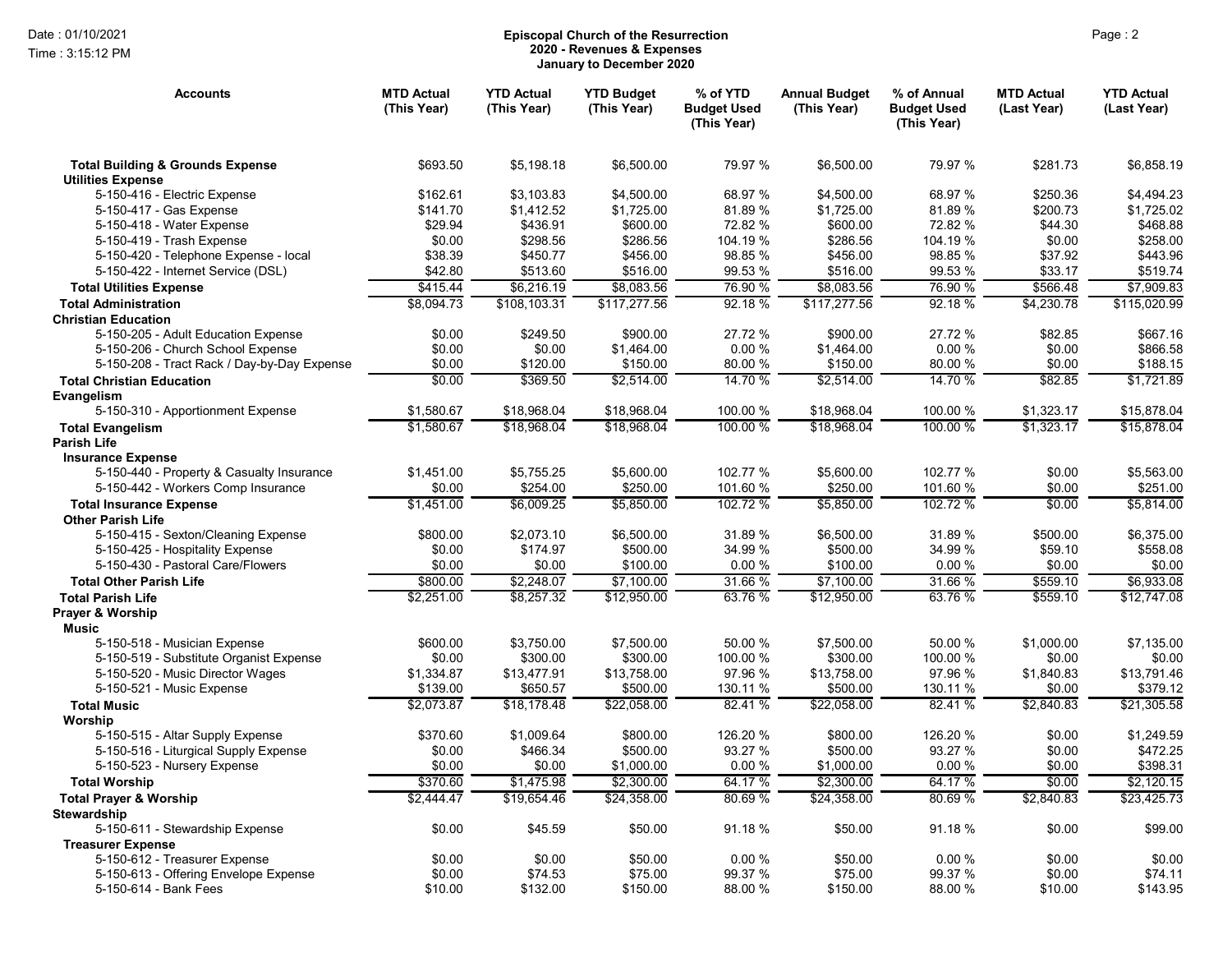**Episcopal Church of the Resurrection**
**2020 - Revenues & Expenses**
**January to December 2020**

| Accounts | MTD Actual (This Year) | YTD Actual (This Year) | YTD Budget (This Year) | % of YTD Budget Used (This Year) | Annual Budget (This Year) | % of Annual Budget Used (This Year) | MTD Actual (Last Year) | YTD Actual (Last Year) |
|---|---|---|---|---|---|---|---|---|
| **Total Building & Grounds Expense** | $693.50 | $5,198.18 | $6,500.00 | 79.97 % | $6,500.00 | 79.97 % | $281.73 | $6,858.19 |
| **Utilities Expense** | | | | | | | | |
| 5-150-416 - Electric Expense | $162.61 | $3,103.83 | $4,500.00 | 68.97 % | $4,500.00 | 68.97 % | $250.36 | $4,494.23 |
| 5-150-417 - Gas Expense | $141.70 | $1,412.52 | $1,725.00 | 81.89 % | $1,725.00 | 81.89 % | $200.73 | $1,725.02 |
| 5-150-418 - Water Expense | $29.94 | $436.91 | $600.00 | 72.82 % | $600.00 | 72.82 % | $44.30 | $468.88 |
| 5-150-419 - Trash Expense | $0.00 | $298.56 | $286.56 | 104.19 % | $286.56 | 104.19 % | $0.00 | $258.00 |
| 5-150-420 - Telephone Expense - local | $38.39 | $450.77 | $456.00 | 98.85 % | $456.00 | 98.85 % | $37.92 | $443.96 |
| 5-150-422 - Internet Service (DSL) | $42.80 | $513.60 | $516.00 | 99.53 % | $516.00 | 99.53 % | $33.17 | $519.74 |
| **Total Utilities Expense** | $415.44 | $6,216.19 | $8,083.56 | 76.90 % | $8,083.56 | 76.90 % | $566.48 | $7,909.83 |
| **Total Administration** | $8,094.73 | $108,103.31 | $117,277.56 | 92.18 % | $117,277.56 | 92.18 % | $4,230.78 | $115,020.99 |
| **Christian Education** | | | | | | | | |
| 5-150-205 - Adult Education Expense | $0.00 | $249.50 | $900.00 | 27.72 % | $900.00 | 27.72 % | $82.85 | $667.16 |
| 5-150-206 - Church School Expense | $0.00 | $0.00 | $1,464.00 | 0.00 % | $1,464.00 | 0.00 % | $0.00 | $866.58 |
| 5-150-208 - Tract Rack / Day-by-Day Expense | $0.00 | $120.00 | $150.00 | 80.00 % | $150.00 | 80.00 % | $0.00 | $188.15 |
| **Total Christian Education** | $0.00 | $369.50 | $2,514.00 | 14.70 % | $2,514.00 | 14.70 % | $82.85 | $1,721.89 |
| **Evangelism** | | | | | | | | |
| 5-150-310 - Apportionment Expense | $1,580.67 | $18,968.04 | $18,968.04 | 100.00 % | $18,968.04 | 100.00 % | $1,323.17 | $15,878.04 |
| **Total Evangelism** | $1,580.67 | $18,968.04 | $18,968.04 | 100.00 % | $18,968.04 | 100.00 % | $1,323.17 | $15,878.04 |
| **Parish Life** | | | | | | | | |
| **Insurance Expense** | | | | | | | | |
| 5-150-440 - Property & Casualty Insurance | $1,451.00 | $5,755.25 | $5,600.00 | 102.77 % | $5,600.00 | 102.77 % | $0.00 | $5,563.00 |
| 5-150-442 - Workers Comp Insurance | $0.00 | $254.00 | $250.00 | 101.60 % | $250.00 | 101.60 % | $0.00 | $251.00 |
| **Total Insurance Expense** | $1,451.00 | $6,009.25 | $5,850.00 | 102.72 % | $5,850.00 | 102.72 % | $0.00 | $5,814.00 |
| **Other Parish Life** | | | | | | | | |
| 5-150-415 - Sexton/Cleaning Expense | $800.00 | $2,073.10 | $6,500.00 | 31.89 % | $6,500.00 | 31.89 % | $500.00 | $6,375.00 |
| 5-150-425 - Hospitality Expense | $0.00 | $174.97 | $500.00 | 34.99 % | $500.00 | 34.99 % | $59.10 | $558.08 |
| 5-150-430 - Pastoral Care/Flowers | $0.00 | $0.00 | $100.00 | 0.00 % | $100.00 | 0.00 % | $0.00 | $0.00 |
| **Total Other Parish Life** | $800.00 | $2,248.07 | $7,100.00 | 31.66 % | $7,100.00 | 31.66 % | $559.10 | $6,933.08 |
| **Total Parish Life** | $2,251.00 | $8,257.32 | $12,950.00 | 63.76 % | $12,950.00 | 63.76 % | $559.10 | $12,747.08 |
| **Prayer & Worship** | | | | | | | | |
| **Music** | | | | | | | | |
| 5-150-518 - Musician Expense | $600.00 | $3,750.00 | $7,500.00 | 50.00 % | $7,500.00 | 50.00 % | $1,000.00 | $7,135.00 |
| 5-150-519 - Substitute Organist Expense | $0.00 | $300.00 | $300.00 | 100.00 % | $300.00 | 100.00 % | $0.00 | $0.00 |
| 5-150-520 - Music Director Wages | $1,334.87 | $13,477.91 | $13,758.00 | 97.96 % | $13,758.00 | 97.96 % | $1,840.83 | $13,791.46 |
| 5-150-521 - Music Expense | $139.00 | $650.57 | $500.00 | 130.11 % | $500.00 | 130.11 % | $0.00 | $379.12 |
| **Total Music** | $2,073.87 | $18,178.48 | $22,058.00 | 82.41 % | $22,058.00 | 82.41 % | $2,840.83 | $21,305.58 |
| **Worship** | | | | | | | | |
| 5-150-515 - Altar Supply Expense | $370.60 | $1,009.64 | $800.00 | 126.20 % | $800.00 | 126.20 % | $0.00 | $1,249.59 |
| 5-150-516 - Liturgical Supply Expense | $0.00 | $466.34 | $500.00 | 93.27 % | $500.00 | 93.27 % | $0.00 | $472.25 |
| 5-150-523 - Nursery Expense | $0.00 | $0.00 | $1,000.00 | 0.00 % | $1,000.00 | 0.00 % | $0.00 | $398.31 |
| **Total Worship** | $370.60 | $1,475.98 | $2,300.00 | 64.17 % | $2,300.00 | 64.17 % | $0.00 | $2,120.15 |
| **Total Prayer & Worship** | $2,444.47 | $19,654.46 | $24,358.00 | 80.69 % | $24,358.00 | 80.69 % | $2,840.83 | $23,425.73 |
| **Stewardship** | | | | | | | | |
| 5-150-611 - Stewardship Expense | $0.00 | $45.59 | $50.00 | 91.18 % | $50.00 | 91.18 % | $0.00 | $99.00 |
| **Treasurer Expense** | | | | | | | | |
| 5-150-612 - Treasurer Expense | $0.00 | $0.00 | $50.00 | 0.00 % | $50.00 | 0.00 % | $0.00 | $0.00 |
| 5-150-613 - Offering Envelope Expense | $0.00 | $74.53 | $75.00 | 99.37 % | $75.00 | 99.37 % | $0.00 | $74.11 |
| 5-150-614 - Bank Fees | $10.00 | $132.00 | $150.00 | 88.00 % | $150.00 | 88.00 % | $10.00 | $143.95 |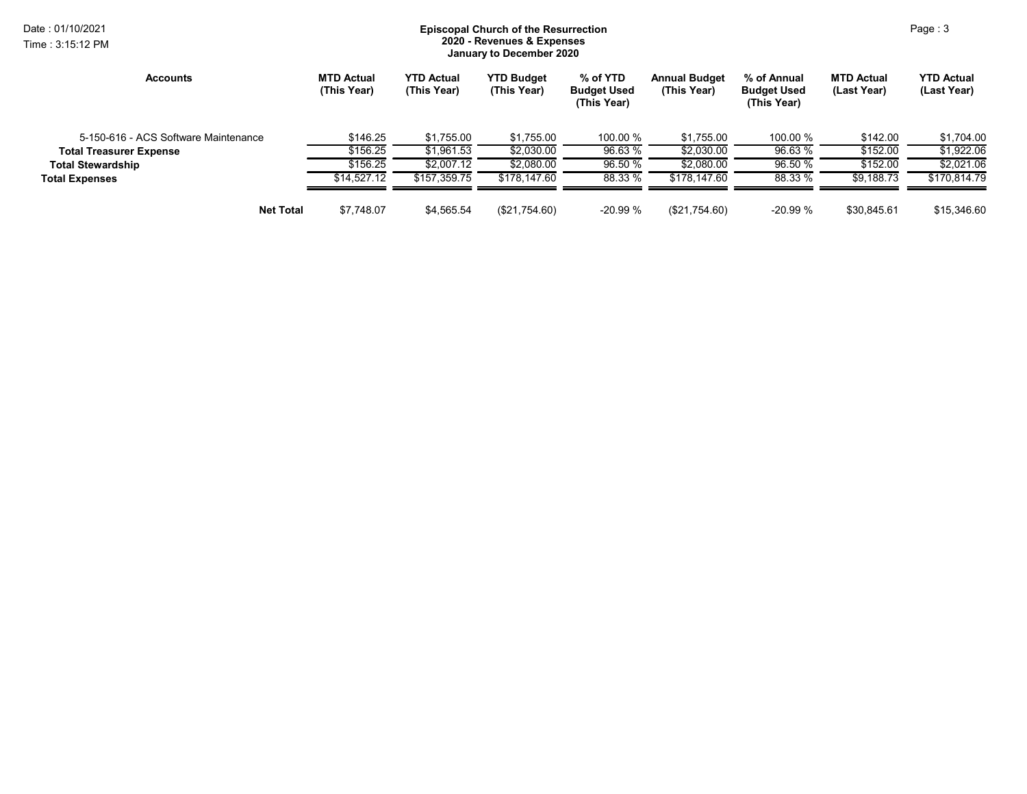**Episcopal Church of the Resurrection**
**2020 - Revenues & Expenses**
**January to December 2020**

Date : 01/10/2021
Time : 3:15:12 PM

| Accounts | MTD Actual (This Year) | YTD Actual (This Year) | YTD Budget (This Year) | % of YTD Budget Used (This Year) | Annual Budget (This Year) | % of Annual Budget Used (This Year) | MTD Actual (Last Year) | YTD Actual (Last Year) |
|---|---|---|---|---|---|---|---|---|
| 5-150-616 - ACS Software Maintenance | $146.25 | $1,755.00 | $1,755.00 | 100.00 % | $1,755.00 | 100.00 % | $142.00 | $1,704.00 |
| **Total Treasurer Expense** | $156.25 | $1,961.53 | $2,030.00 | 96.63 % | $2,030.00 | 96.63 % | $152.00 | $1,922.06 |
| **Total Stewardship** | $156.25 | $2,007.12 | $2,080.00 | 96.50 % | $2,080.00 | 96.50 % | $152.00 | $2,021.06 |
| **Total Expenses** | $14,527.12 | $157,359.75 | $178,147.60 | 88.33 % | $178,147.60 | 88.33 % | $9,188.73 | $170,814.79 |
| **Net Total** | $7,748.07 | $4,565.54 | ($21,754.60) | -20.99 % | ($21,754.60) | -20.99 % | $30,845.61 | $15,346.60 |